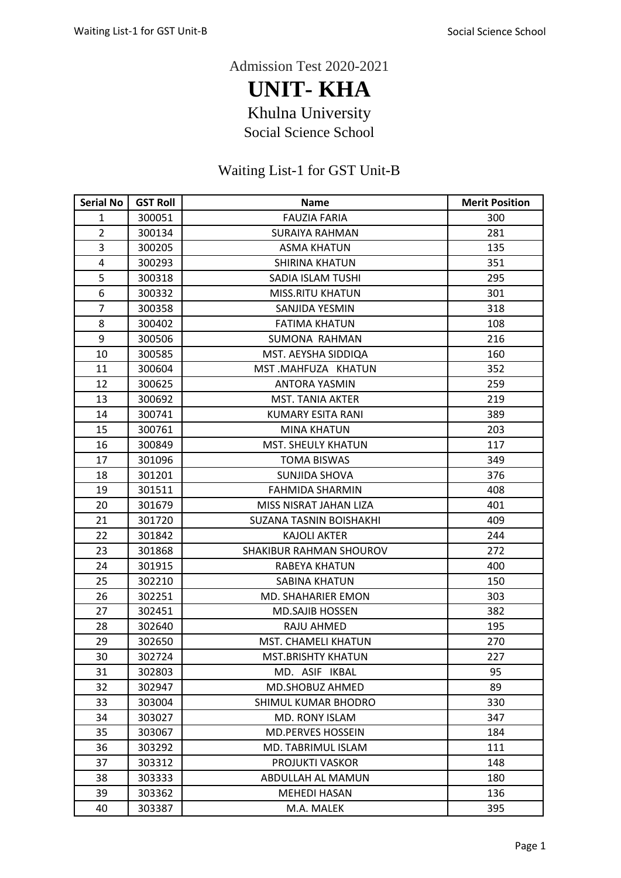Admission Test 2020-2021

# UNIT- KHA

## Khulna University

### Social Science School

### Waiting List-1 for GST Unit-B

| Serial No | GST Roll | Name | Merit Position |
|---|---|---|---|
| 1 | 300051 | FAUZIA FARIA | 300 |
| 2 | 300134 | SURAIYA RAHMAN | 281 |
| 3 | 300205 | ASMA KHATUN | 135 |
| 4 | 300293 | SHIRINA KHATUN | 351 |
| 5 | 300318 | SADIA ISLAM TUSHI | 295 |
| 6 | 300332 | MISS.RITU KHATUN | 301 |
| 7 | 300358 | SANJIDA YESMIN | 318 |
| 8 | 300402 | FATIMA KHATUN | 108 |
| 9 | 300506 | SUMONA RAHMAN | 216 |
| 10 | 300585 | MST. AEYSHA SIDDIQA | 160 |
| 11 | 300604 | MST .MAHFUZA KHATUN | 352 |
| 12 | 300625 | ANTORA YASMIN | 259 |
| 13 | 300692 | MST. TANIA AKTER | 219 |
| 14 | 300741 | KUMARY ESITA RANI | 389 |
| 15 | 300761 | MINA KHATUN | 203 |
| 16 | 300849 | MST. SHEULY KHATUN | 117 |
| 17 | 301096 | TOMA BISWAS | 349 |
| 18 | 301201 | SUNJIDA SHOVA | 376 |
| 19 | 301511 | FAHMIDA SHARMIN | 408 |
| 20 | 301679 | MISS NISRAT JAHAN LIZA | 401 |
| 21 | 301720 | SUZANA TASNIN BOISHAKHI | 409 |
| 22 | 301842 | KAJOLI AKTER | 244 |
| 23 | 301868 | SHAKIBUR RAHMAN SHOUROV | 272 |
| 24 | 301915 | RABEYA KHATUN | 400 |
| 25 | 302210 | SABINA KHATUN | 150 |
| 26 | 302251 | MD. SHAHARIER EMON | 303 |
| 27 | 302451 | MD.SAJIB HOSSEN | 382 |
| 28 | 302640 | RAJU AHMED | 195 |
| 29 | 302650 | MST. CHAMELI KHATUN | 270 |
| 30 | 302724 | MST.BRISHTY KHATUN | 227 |
| 31 | 302803 | MD. ASIF IKBAL | 95 |
| 32 | 302947 | MD.SHOBUZ AHMED | 89 |
| 33 | 303004 | SHIMUL KUMAR BHODRO | 330 |
| 34 | 303027 | MD. RONY ISLAM | 347 |
| 35 | 303067 | MD.PERVES HOSSEIN | 184 |
| 36 | 303292 | MD. TABRIMUL ISLAM | 111 |
| 37 | 303312 | PROJUKTI VASKOR | 148 |
| 38 | 303333 | ABDULLAH AL MAMUN | 180 |
| 39 | 303362 | MEHEDI HASAN | 136 |
| 40 | 303387 | M.A. MALEK | 395 |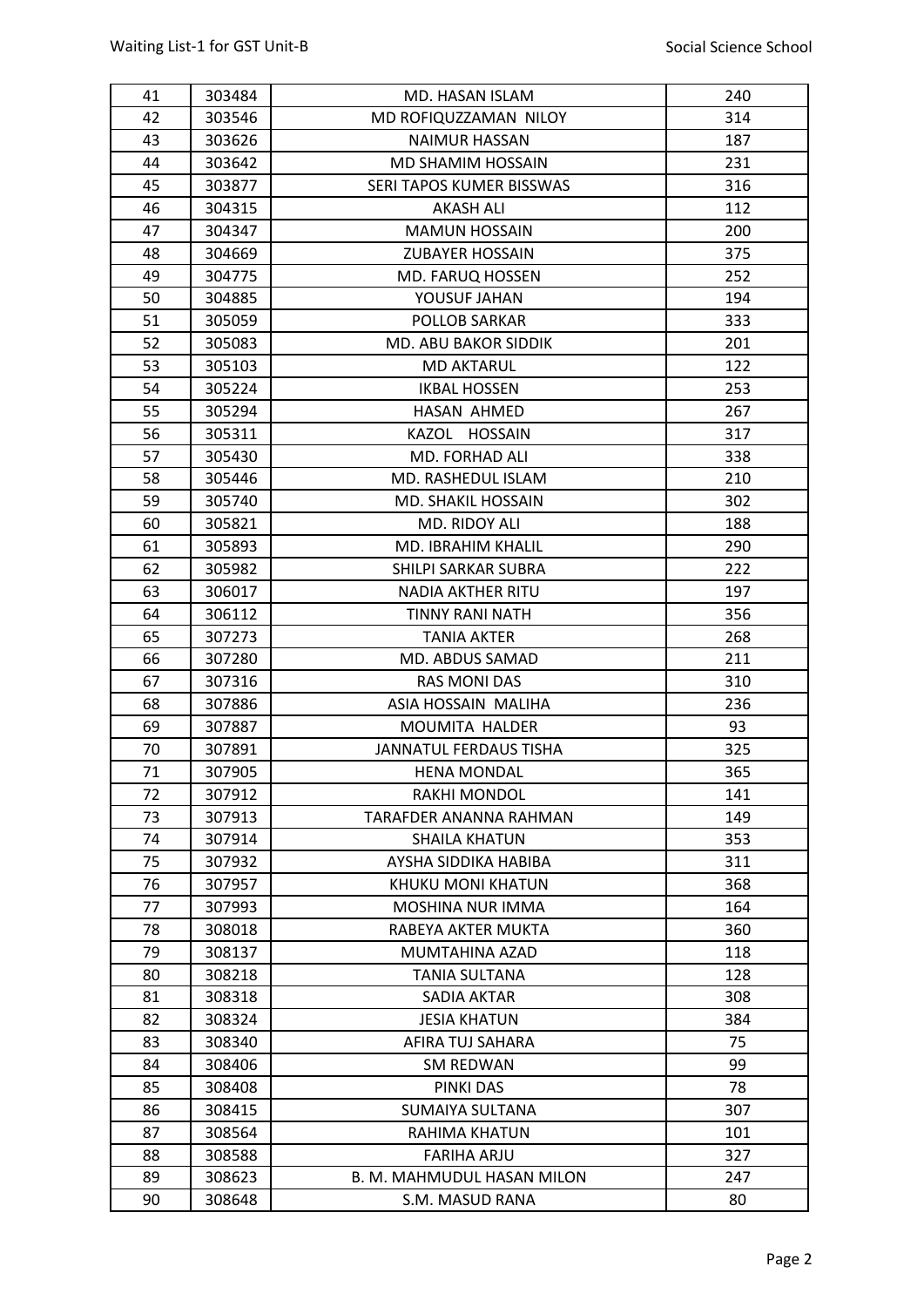| | | | |
|---|---|---|---|
| 41 | 303484 | MD. HASAN ISLAM | 240 |
| 42 | 303546 | MD ROFIQUZZAMAN NILOY | 314 |
| 43 | 303626 | NAIMUR HASSAN | 187 |
| 44 | 303642 | MD SHAMIM HOSSAIN | 231 |
| 45 | 303877 | SERI TAPOS KUMER BISSWAS | 316 |
| 46 | 304315 | AKASH ALI | 112 |
| 47 | 304347 | MAMUN HOSSAIN | 200 |
| 48 | 304669 | ZUBAYER HOSSAIN | 375 |
| 49 | 304775 | MD. FARUQ HOSSEN | 252 |
| 50 | 304885 | YOUSUF JAHAN | 194 |
| 51 | 305059 | POLLOB SARKAR | 333 |
| 52 | 305083 | MD. ABU BAKOR SIDDIK | 201 |
| 53 | 305103 | MD AKTARUL | 122 |
| 54 | 305224 | IKBAL HOSSEN | 253 |
| 55 | 305294 | HASAN AHMED | 267 |
| 56 | 305311 | KAZOL HOSSAIN | 317 |
| 57 | 305430 | MD. FORHAD ALI | 338 |
| 58 | 305446 | MD. RASHEDUL ISLAM | 210 |
| 59 | 305740 | MD. SHAKIL HOSSAIN | 302 |
| 60 | 305821 | MD. RIDOY ALI | 188 |
| 61 | 305893 | MD. IBRAHIM KHALIL | 290 |
| 62 | 305982 | SHILPI SARKAR SUBRA | 222 |
| 63 | 306017 | NADIA AKTHER RITU | 197 |
| 64 | 306112 | TINNY RANI NATH | 356 |
| 65 | 307273 | TANIA AKTER | 268 |
| 66 | 307280 | MD. ABDUS SAMAD | 211 |
| 67 | 307316 | RAS MONI DAS | 310 |
| 68 | 307886 | ASIA HOSSAIN MALIHA | 236 |
| 69 | 307887 | MOUMITA HALDER | 93 |
| 70 | 307891 | JANNATUL FERDAUS TISHA | 325 |
| 71 | 307905 | HENA MONDAL | 365 |
| 72 | 307912 | RAKHI MONDOL | 141 |
| 73 | 307913 | TARAFDER ANANNA RAHMAN | 149 |
| 74 | 307914 | SHAILA KHATUN | 353 |
| 75 | 307932 | AYSHA SIDDIKA HABIBA | 311 |
| 76 | 307957 | KHUKU MONI KHATUN | 368 |
| 77 | 307993 | MOSHINA NUR IMMA | 164 |
| 78 | 308018 | RABEYA AKTER MUKTA | 360 |
| 79 | 308137 | MUMTAHINA AZAD | 118 |
| 80 | 308218 | TANIA SULTANA | 128 |
| 81 | 308318 | SADIA AKTAR | 308 |
| 82 | 308324 | JESIA KHATUN | 384 |
| 83 | 308340 | AFIRA TUJ SAHARA | 75 |
| 84 | 308406 | SM REDWAN | 99 |
| 85 | 308408 | PINKI DAS | 78 |
| 86 | 308415 | SUMAIYA SULTANA | 307 |
| 87 | 308564 | RAHIMA KHATUN | 101 |
| 88 | 308588 | FARIHA ARJU | 327 |
| 89 | 308623 | B. M. MAHMUDUL HASAN MILON | 247 |
| 90 | 308648 | S.M. MASUD RANA | 80 |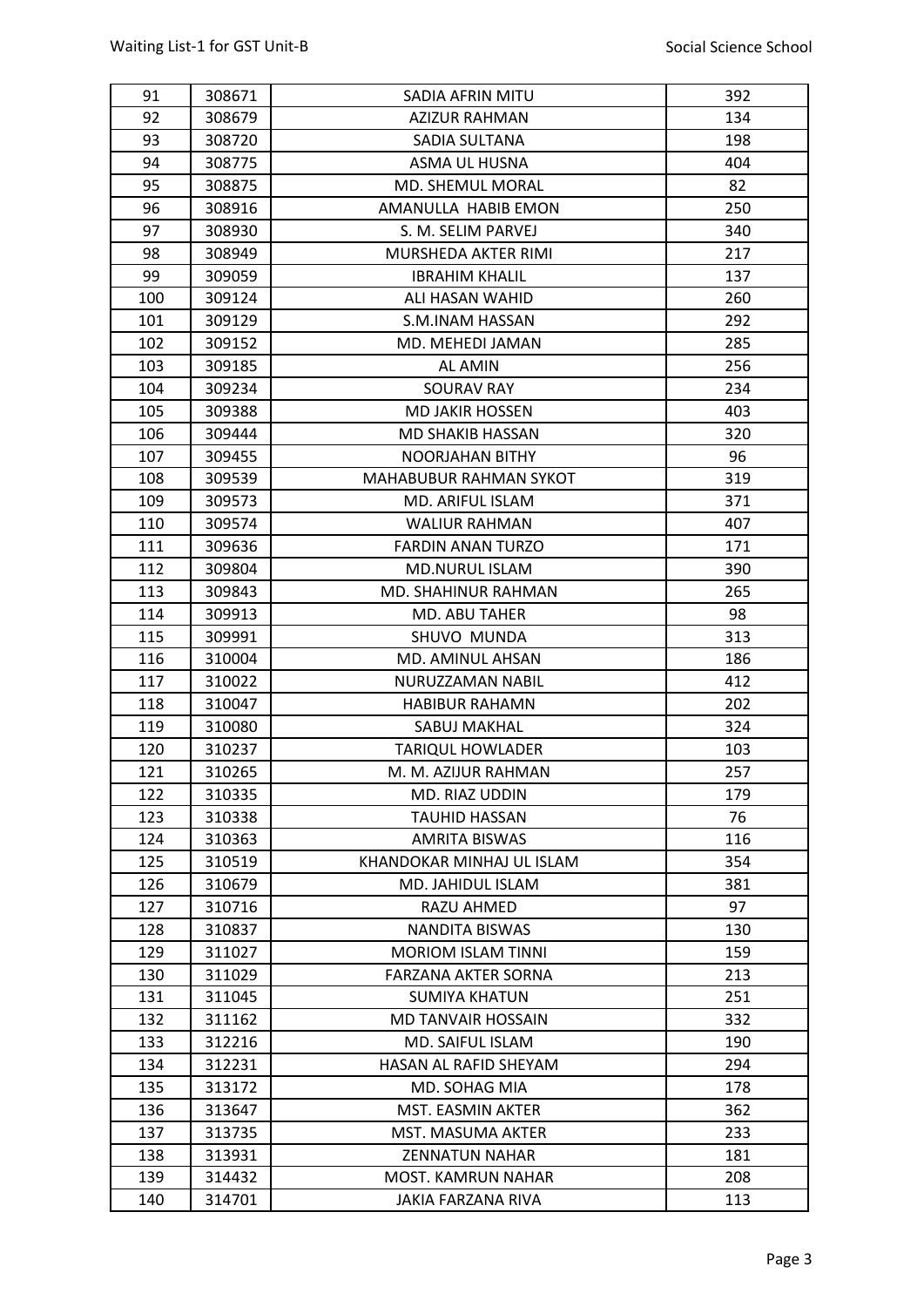| 91 | 308671 | SADIA AFRIN MITU | 392 |
|---|---|---|---|
| 92 | 308679 | AZIZUR RAHMAN | 134 |
| 93 | 308720 | SADIA SULTANA | 198 |
| 94 | 308775 | ASMA UL HUSNA | 404 |
| 95 | 308875 | MD. SHEMUL MORAL | 82 |
| 96 | 308916 | AMANULLA HABIB EMON | 250 |
| 97 | 308930 | S. M. SELIM PARVEJ | 340 |
| 98 | 308949 | MURSHEDA AKTER RIMI | 217 |
| 99 | 309059 | IBRAHIM KHALIL | 137 |
| 100 | 309124 | ALI HASAN WAHID | 260 |
| 101 | 309129 | S.M.INAM HASSAN | 292 |
| 102 | 309152 | MD. MEHEDI JAMAN | 285 |
| 103 | 309185 | AL AMIN | 256 |
| 104 | 309234 | SOURAV RAY | 234 |
| 105 | 309388 | MD JAKIR HOSSEN | 403 |
| 106 | 309444 | MD SHAKIB HASSAN | 320 |
| 107 | 309455 | NOORJAHAN BITHY | 96 |
| 108 | 309539 | MAHABUBUR RAHMAN SYKOT | 319 |
| 109 | 309573 | MD. ARIFUL ISLAM | 371 |
| 110 | 309574 | WALIUR RAHMAN | 407 |
| 111 | 309636 | FARDIN ANAN TURZO | 171 |
| 112 | 309804 | MD.NURUL ISLAM | 390 |
| 113 | 309843 | MD. SHAHINUR RAHMAN | 265 |
| 114 | 309913 | MD. ABU TAHER | 98 |
| 115 | 309991 | SHUVO MUNDA | 313 |
| 116 | 310004 | MD. AMINUL AHSAN | 186 |
| 117 | 310022 | NURUZZAMAN NABIL | 412 |
| 118 | 310047 | HABIBUR RAHAMN | 202 |
| 119 | 310080 | SABUJ MAKHAL | 324 |
| 120 | 310237 | TARIQUL HOWLADER | 103 |
| 121 | 310265 | M. M. AZIJUR RAHMAN | 257 |
| 122 | 310335 | MD. RIAZ UDDIN | 179 |
| 123 | 310338 | TAUHID HASSAN | 76 |
| 124 | 310363 | AMRITA BISWAS | 116 |
| 125 | 310519 | KHANDOKAR MINHAJ UL ISLAM | 354 |
| 126 | 310679 | MD. JAHIDUL ISLAM | 381 |
| 127 | 310716 | RAZU AHMED | 97 |
| 128 | 310837 | NANDITA BISWAS | 130 |
| 129 | 311027 | MORIOM ISLAM TINNI | 159 |
| 130 | 311029 | FARZANA AKTER SORNA | 213 |
| 131 | 311045 | SUMIYA KHATUN | 251 |
| 132 | 311162 | MD TANVAIR HOSSAIN | 332 |
| 133 | 312216 | MD. SAIFUL ISLAM | 190 |
| 134 | 312231 | HASAN AL RAFID SHEYAM | 294 |
| 135 | 313172 | MD. SOHAG MIA | 178 |
| 136 | 313647 | MST. EASMIN AKTER | 362 |
| 137 | 313735 | MST. MASUMA AKTER | 233 |
| 138 | 313931 | ZENNATUN NAHAR | 181 |
| 139 | 314432 | MOST. KAMRUN NAHAR | 208 |
| 140 | 314701 | JAKIA FARZANA RIVA | 113 |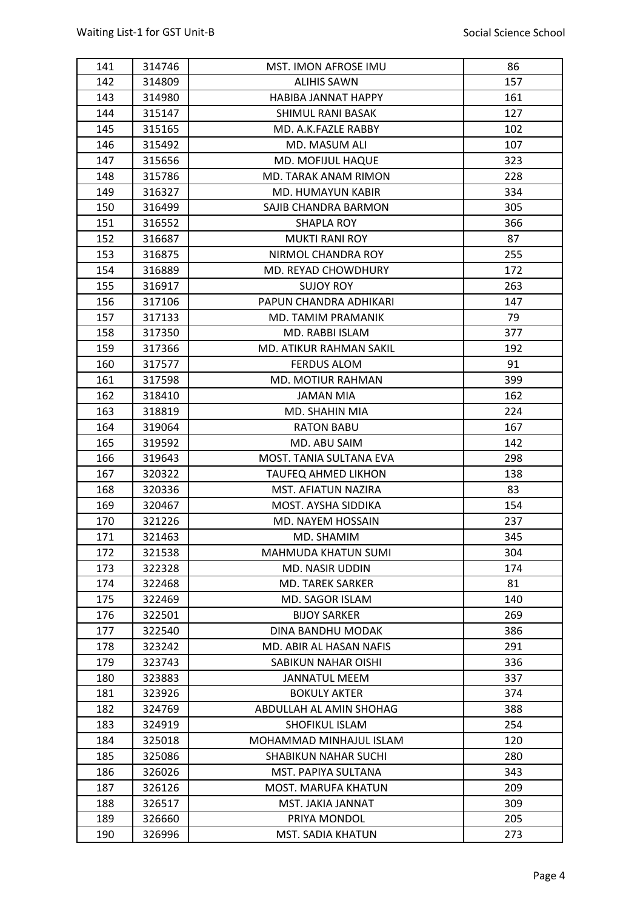| 141 | 314746 | MST. IMON AFROSE IMU | 86 |
|---|---|---|---|
| 142 | 314809 | ALIHIS SAWN | 157 |
| 143 | 314980 | HABIBA JANNAT HAPPY | 161 |
| 144 | 315147 | SHIMUL RANI BASAK | 127 |
| 145 | 315165 | MD. A.K.FAZLE RABBY | 102 |
| 146 | 315492 | MD. MASUM ALI | 107 |
| 147 | 315656 | MD. MOFIJUL HAQUE | 323 |
| 148 | 315786 | MD. TARAK ANAM RIMON | 228 |
| 149 | 316327 | MD. HUMAYUN KABIR | 334 |
| 150 | 316499 | SAJIB CHANDRA BARMON | 305 |
| 151 | 316552 | SHAPLA ROY | 366 |
| 152 | 316687 | MUKTI RANI ROY | 87 |
| 153 | 316875 | NIRMOL CHANDRA ROY | 255 |
| 154 | 316889 | MD. REYAD CHOWDHURY | 172 |
| 155 | 316917 | SUJOY ROY | 263 |
| 156 | 317106 | PAPUN CHANDRA ADHIKARI | 147 |
| 157 | 317133 | MD. TAMIM PRAMANIK | 79 |
| 158 | 317350 | MD. RABBI ISLAM | 377 |
| 159 | 317366 | MD. ATIKUR RAHMAN SAKIL | 192 |
| 160 | 317577 | FERDUS ALOM | 91 |
| 161 | 317598 | MD. MOTIUR RAHMAN | 399 |
| 162 | 318410 | JAMAN MIA | 162 |
| 163 | 318819 | MD. SHAHIN MIA | 224 |
| 164 | 319064 | RATON BABU | 167 |
| 165 | 319592 | MD. ABU SAIM | 142 |
| 166 | 319643 | MOST. TANIA SULTANA EVA | 298 |
| 167 | 320322 | TAUFEQ AHMED LIKHON | 138 |
| 168 | 320336 | MST. AFIATUN NAZIRA | 83 |
| 169 | 320467 | MOST. AYSHA SIDDIKA | 154 |
| 170 | 321226 | MD. NAYEM HOSSAIN | 237 |
| 171 | 321463 | MD. SHAMIM | 345 |
| 172 | 321538 | MAHMUDA KHATUN SUMI | 304 |
| 173 | 322328 | MD. NASIR UDDIN | 174 |
| 174 | 322468 | MD. TAREK SARKER | 81 |
| 175 | 322469 | MD. SAGOR ISLAM | 140 |
| 176 | 322501 | BIJOY SARKER | 269 |
| 177 | 322540 | DINA BANDHU MODAK | 386 |
| 178 | 323242 | MD. ABIR AL HASAN NAFIS | 291 |
| 179 | 323743 | SABIKUN NAHAR OISHI | 336 |
| 180 | 323883 | JANNATUL MEEM | 337 |
| 181 | 323926 | BOKULY AKTER | 374 |
| 182 | 324769 | ABDULLAH AL AMIN SHOHAG | 388 |
| 183 | 324919 | SHOFIKUL ISLAM | 254 |
| 184 | 325018 | MOHAMMAD MINHAJUL ISLAM | 120 |
| 185 | 325086 | SHABIKUN NAHAR SUCHI | 280 |
| 186 | 326026 | MST. PAPIYA SULTANA | 343 |
| 187 | 326126 | MOST. MARUFA KHATUN | 209 |
| 188 | 326517 | MST. JAKIA JANNAT | 309 |
| 189 | 326660 | PRIYA MONDOL | 205 |
| 190 | 326996 | MST. SADIA KHATUN | 273 |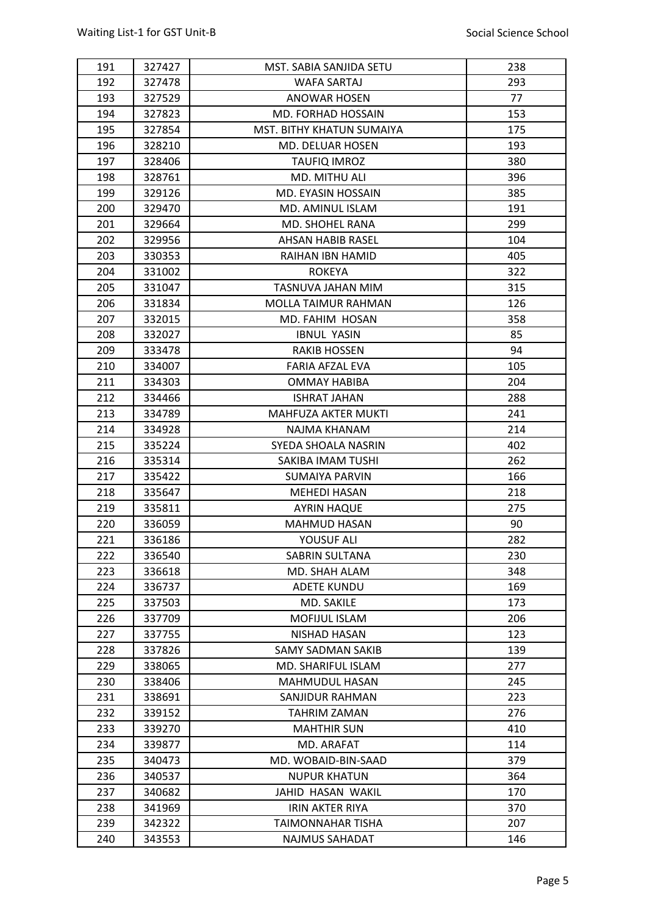| | | | |
|---|---|---|---|
| 191 | 327427 | MST. SABIA SANJIDA SETU | 238 |
| 192 | 327478 | WAFA SARTAJ | 293 |
| 193 | 327529 | ANOWAR HOSEN | 77 |
| 194 | 327823 | MD. FORHAD HOSSAIN | 153 |
| 195 | 327854 | MST. BITHY KHATUN SUMAIYA | 175 |
| 196 | 328210 | MD. DELUAR HOSEN | 193 |
| 197 | 328406 | TAUFIQ IMROZ | 380 |
| 198 | 328761 | MD. MITHU ALI | 396 |
| 199 | 329126 | MD. EYASIN HOSSAIN | 385 |
| 200 | 329470 | MD. AMINUL ISLAM | 191 |
| 201 | 329664 | MD. SHOHEL RANA | 299 |
| 202 | 329956 | AHSAN HABIB RASEL | 104 |
| 203 | 330353 | RAIHAN IBN HAMID | 405 |
| 204 | 331002 | ROKEYA | 322 |
| 205 | 331047 | TASNUVA JAHAN MIM | 315 |
| 206 | 331834 | MOLLA TAIMUR RAHMAN | 126 |
| 207 | 332015 | MD. FAHIM HOSAN | 358 |
| 208 | 332027 | IBNUL YASIN | 85 |
| 209 | 333478 | RAKIB HOSSEN | 94 |
| 210 | 334007 | FARIA AFZAL EVA | 105 |
| 211 | 334303 | OMMAY HABIBA | 204 |
| 212 | 334466 | ISHRAT JAHAN | 288 |
| 213 | 334789 | MAHFUZA AKTER MUKTI | 241 |
| 214 | 334928 | NAJMA KHANAM | 214 |
| 215 | 335224 | SYEDA SHOALA NASRIN | 402 |
| 216 | 335314 | SAKIBA IMAM TUSHI | 262 |
| 217 | 335422 | SUMAIYA PARVIN | 166 |
| 218 | 335647 | MEHEDI HASAN | 218 |
| 219 | 335811 | AYRIN HAQUE | 275 |
| 220 | 336059 | MAHMUD HASAN | 90 |
| 221 | 336186 | YOUSUF ALI | 282 |
| 222 | 336540 | SABRIN SULTANA | 230 |
| 223 | 336618 | MD. SHAH ALAM | 348 |
| 224 | 336737 | ADETE KUNDU | 169 |
| 225 | 337503 | MD. SAKILE | 173 |
| 226 | 337709 | MOFIJUL ISLAM | 206 |
| 227 | 337755 | NISHAD HASAN | 123 |
| 228 | 337826 | SAMY SADMAN SAKIB | 139 |
| 229 | 338065 | MD. SHARIFUL ISLAM | 277 |
| 230 | 338406 | MAHMUDUL HASAN | 245 |
| 231 | 338691 | SANJIDUR RAHMAN | 223 |
| 232 | 339152 | TAHRIM ZAMAN | 276 |
| 233 | 339270 | MAHTHIR SUN | 410 |
| 234 | 339877 | MD. ARAFAT | 114 |
| 235 | 340473 | MD. WOBAID-BIN-SAAD | 379 |
| 236 | 340537 | NUPUR KHATUN | 364 |
| 237 | 340682 | JAHID HASAN WAKIL | 170 |
| 238 | 341969 | IRIN AKTER RIYA | 370 |
| 239 | 342322 | TAIMONNAHAR TISHA | 207 |
| 240 | 343553 | NAJMUS SAHADAT | 146 |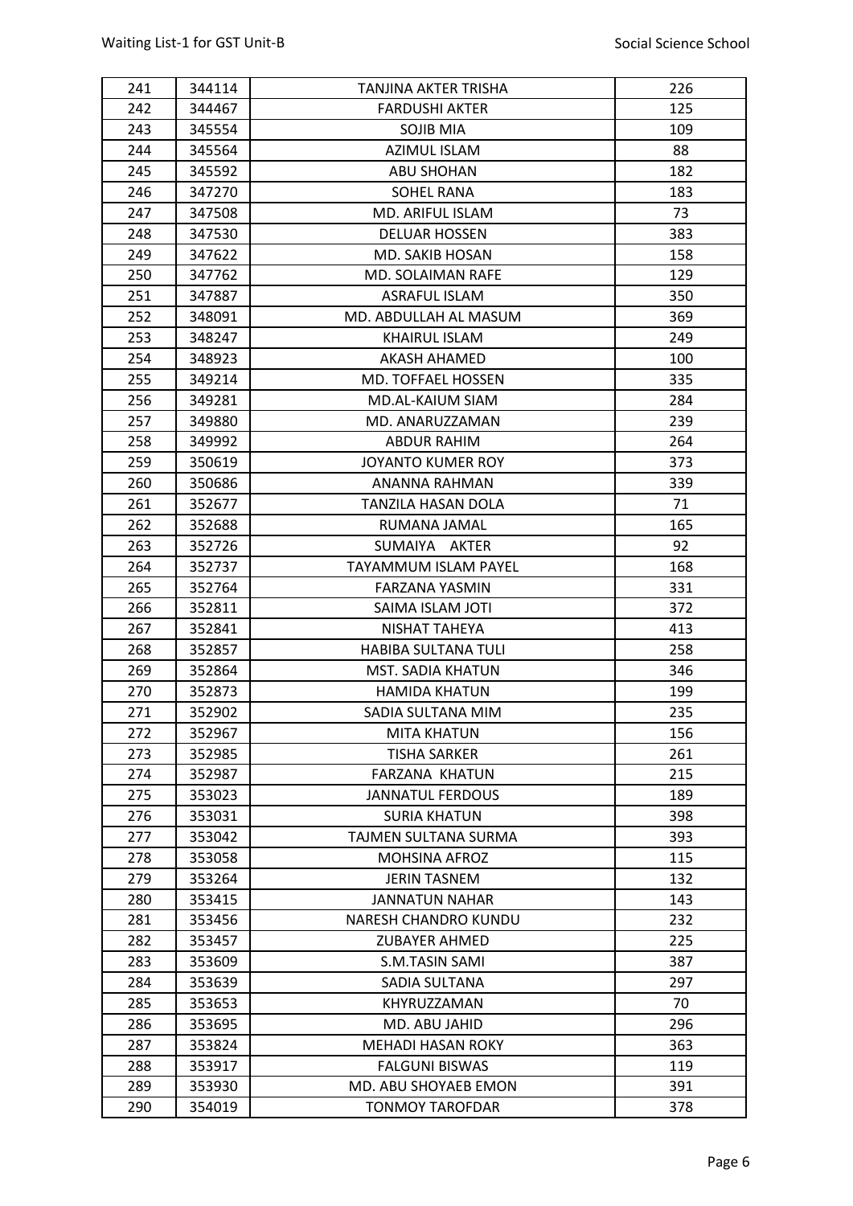| 241 | 344114 | TANJINA AKTER TRISHA | 226 |
|---|---|---|---|
| 242 | 344467 | FARDUSHI AKTER | 125 |
| 243 | 345554 | SOJIB MIA | 109 |
| 244 | 345564 | AZIMUL ISLAM | 88 |
| 245 | 345592 | ABU SHOHAN | 182 |
| 246 | 347270 | SOHEL RANA | 183 |
| 247 | 347508 | MD. ARIFUL ISLAM | 73 |
| 248 | 347530 | DELUAR HOSSEN | 383 |
| 249 | 347622 | MD. SAKIB HOSAN | 158 |
| 250 | 347762 | MD. SOLAIMAN RAFE | 129 |
| 251 | 347887 | ASRAFUL ISLAM | 350 |
| 252 | 348091 | MD. ABDULLAH AL MASUM | 369 |
| 253 | 348247 | KHAIRUL ISLAM | 249 |
| 254 | 348923 | AKASH AHAMED | 100 |
| 255 | 349214 | MD. TOFFAEL HOSSEN | 335 |
| 256 | 349281 | MD.AL-KAIUM SIAM | 284 |
| 257 | 349880 | MD. ANARUZZAMAN | 239 |
| 258 | 349992 | ABDUR RAHIM | 264 |
| 259 | 350619 | JOYANTO KUMER ROY | 373 |
| 260 | 350686 | ANANNA RAHMAN | 339 |
| 261 | 352677 | TANZILA HASAN DOLA | 71 |
| 262 | 352688 | RUMANA JAMAL | 165 |
| 263 | 352726 | SUMAIYA AKTER | 92 |
| 264 | 352737 | TAYAMMUM ISLAM PAYEL | 168 |
| 265 | 352764 | FARZANA YASMIN | 331 |
| 266 | 352811 | SAIMA ISLAM JOTI | 372 |
| 267 | 352841 | NISHAT TAHEYA | 413 |
| 268 | 352857 | HABIBA SULTANA TULI | 258 |
| 269 | 352864 | MST. SADIA KHATUN | 346 |
| 270 | 352873 | HAMIDA KHATUN | 199 |
| 271 | 352902 | SADIA SULTANA MIM | 235 |
| 272 | 352967 | MITA KHATUN | 156 |
| 273 | 352985 | TISHA SARKER | 261 |
| 274 | 352987 | FARZANA KHATUN | 215 |
| 275 | 353023 | JANNATUL FERDOUS | 189 |
| 276 | 353031 | SURIA KHATUN | 398 |
| 277 | 353042 | TAJMEN SULTANA SURMA | 393 |
| 278 | 353058 | MOHSINA AFROZ | 115 |
| 279 | 353264 | JERIN TASNEM | 132 |
| 280 | 353415 | JANNATUN NAHAR | 143 |
| 281 | 353456 | NARESH CHANDRO KUNDU | 232 |
| 282 | 353457 | ZUBAYER AHMED | 225 |
| 283 | 353609 | S.M.TASIN SAMI | 387 |
| 284 | 353639 | SADIA SULTANA | 297 |
| 285 | 353653 | KHYRUZZAMAN | 70 |
| 286 | 353695 | MD. ABU JAHID | 296 |
| 287 | 353824 | MEHADI HASAN ROKY | 363 |
| 288 | 353917 | FALGUNI BISWAS | 119 |
| 289 | 353930 | MD. ABU SHOYAEB EMON | 391 |
| 290 | 354019 | TONMOY TAROFDAR | 378 |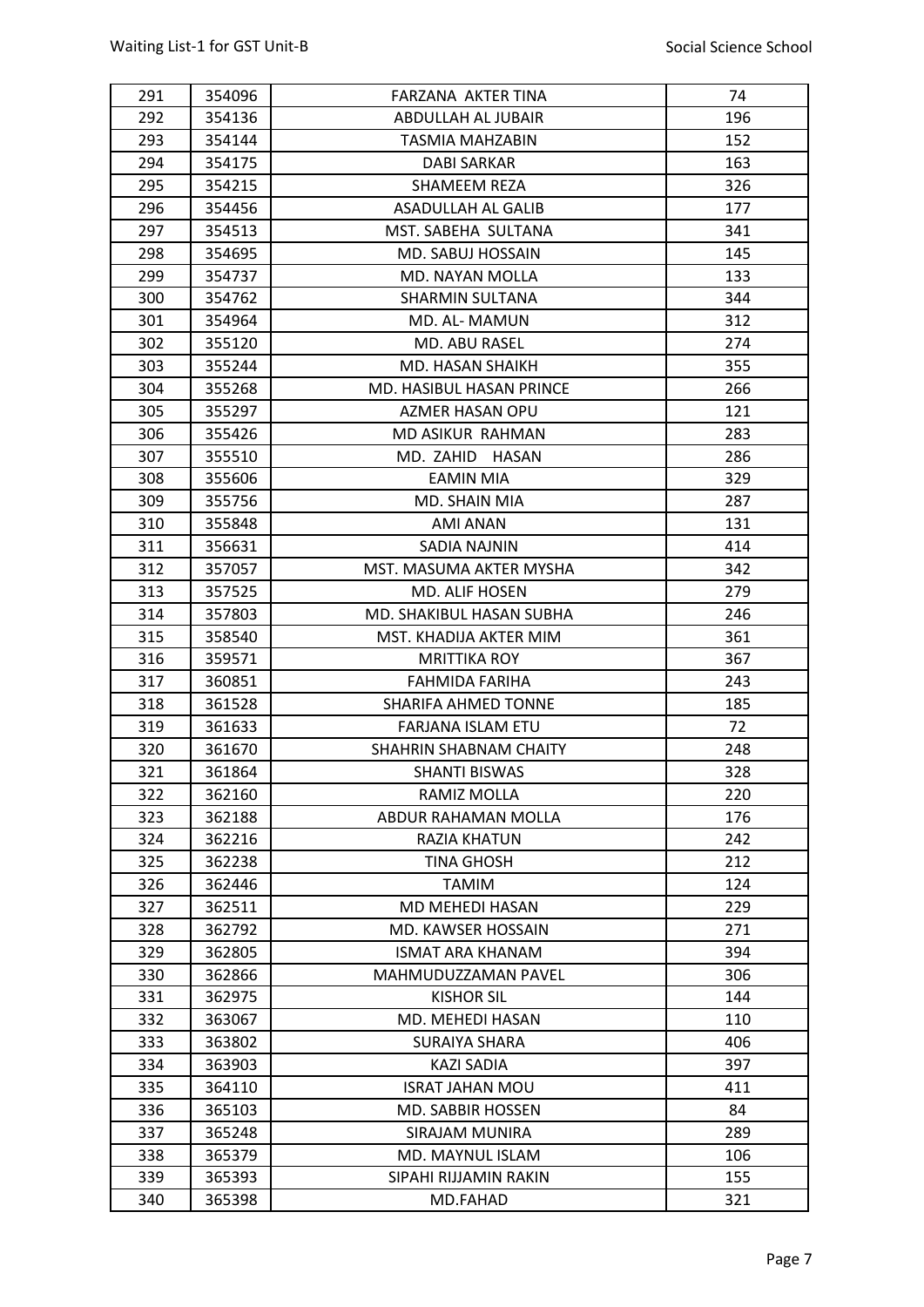| 291 | 354096 | FARZANA AKTER TINA | 74 |
|---|---|---|---|
| 292 | 354136 | ABDULLAH AL JUBAIR | 196 |
| 293 | 354144 | TASMIA MAHZABIN | 152 |
| 294 | 354175 | DABI SARKAR | 163 |
| 295 | 354215 | SHAMEEM REZA | 326 |
| 296 | 354456 | ASADULLAH AL GALIB | 177 |
| 297 | 354513 | MST. SABEHA SULTANA | 341 |
| 298 | 354695 | MD. SABUJ HOSSAIN | 145 |
| 299 | 354737 | MD. NAYAN MOLLA | 133 |
| 300 | 354762 | SHARMIN SULTANA | 344 |
| 301 | 354964 | MD. AL- MAMUN | 312 |
| 302 | 355120 | MD. ABU RASEL | 274 |
| 303 | 355244 | MD. HASAN SHAIKH | 355 |
| 304 | 355268 | MD. HASIBUL HASAN PRINCE | 266 |
| 305 | 355297 | AZMER HASAN OPU | 121 |
| 306 | 355426 | MD ASIKUR RAHMAN | 283 |
| 307 | 355510 | MD. ZAHID HASAN | 286 |
| 308 | 355606 | EAMIN MIA | 329 |
| 309 | 355756 | MD. SHAIN MIA | 287 |
| 310 | 355848 | AMI ANAN | 131 |
| 311 | 356631 | SADIA NAJNIN | 414 |
| 312 | 357057 | MST. MASUMA AKTER MYSHA | 342 |
| 313 | 357525 | MD. ALIF HOSEN | 279 |
| 314 | 357803 | MD. SHAKIBUL HASAN SUBHA | 246 |
| 315 | 358540 | MST. KHADIJA AKTER MIM | 361 |
| 316 | 359571 | MRITTIKA ROY | 367 |
| 317 | 360851 | FAHMIDA FARIHA | 243 |
| 318 | 361528 | SHARIFA AHMED TONNE | 185 |
| 319 | 361633 | FARJANA ISLAM ETU | 72 |
| 320 | 361670 | SHAHRIN SHABNAM CHAITY | 248 |
| 321 | 361864 | SHANTI BISWAS | 328 |
| 322 | 362160 | RAMIZ MOLLA | 220 |
| 323 | 362188 | ABDUR RAHAMAN MOLLA | 176 |
| 324 | 362216 | RAZIA KHATUN | 242 |
| 325 | 362238 | TINA GHOSH | 212 |
| 326 | 362446 | TAMIM | 124 |
| 327 | 362511 | MD MEHEDI HASAN | 229 |
| 328 | 362792 | MD. KAWSER HOSSAIN | 271 |
| 329 | 362805 | ISMAT ARA KHANAM | 394 |
| 330 | 362866 | MAHMUDUZZAMAN PAVEL | 306 |
| 331 | 362975 | KISHOR SIL | 144 |
| 332 | 363067 | MD. MEHEDI HASAN | 110 |
| 333 | 363802 | SURAIYA SHARA | 406 |
| 334 | 363903 | KAZI SADIA | 397 |
| 335 | 364110 | ISRAT JAHAN MOU | 411 |
| 336 | 365103 | MD. SABBIR HOSSEN | 84 |
| 337 | 365248 | SIRAJAM MUNIRA | 289 |
| 338 | 365379 | MD. MAYNUL ISLAM | 106 |
| 339 | 365393 | SIPAHI RIJJAMIN RAKIN | 155 |
| 340 | 365398 | MD.FAHAD | 321 |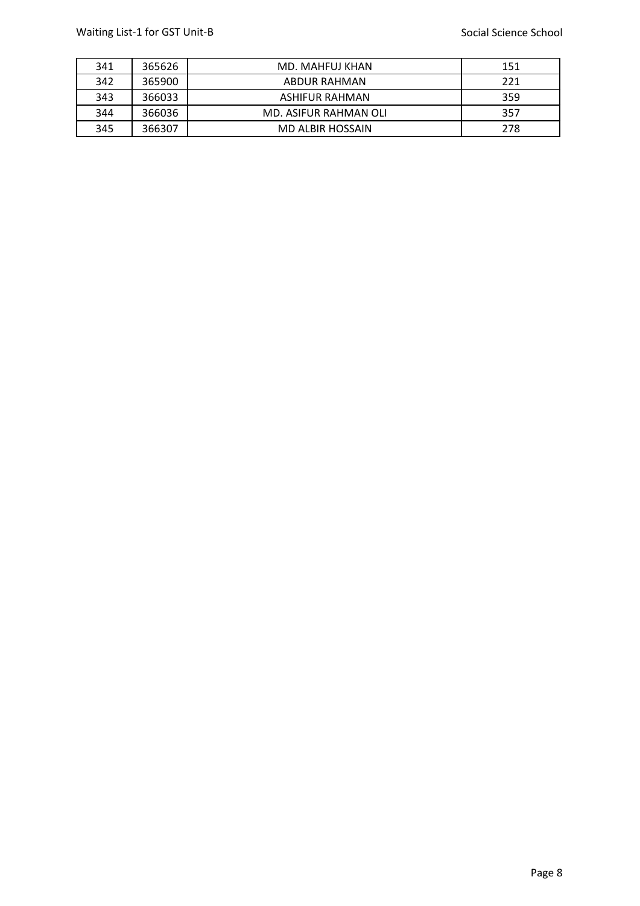| | | | |
|---|---|---|---|
| 341 | 365626 | MD. MAHFUJ KHAN | 151 |
| 342 | 365900 | ABDUR RAHMAN | 221 |
| 343 | 366033 | ASHIFUR RAHMAN | 359 |
| 344 | 366036 | MD. ASIFUR RAHMAN OLI | 357 |
| 345 | 366307 | MD ALBIR HOSSAIN | 278 |